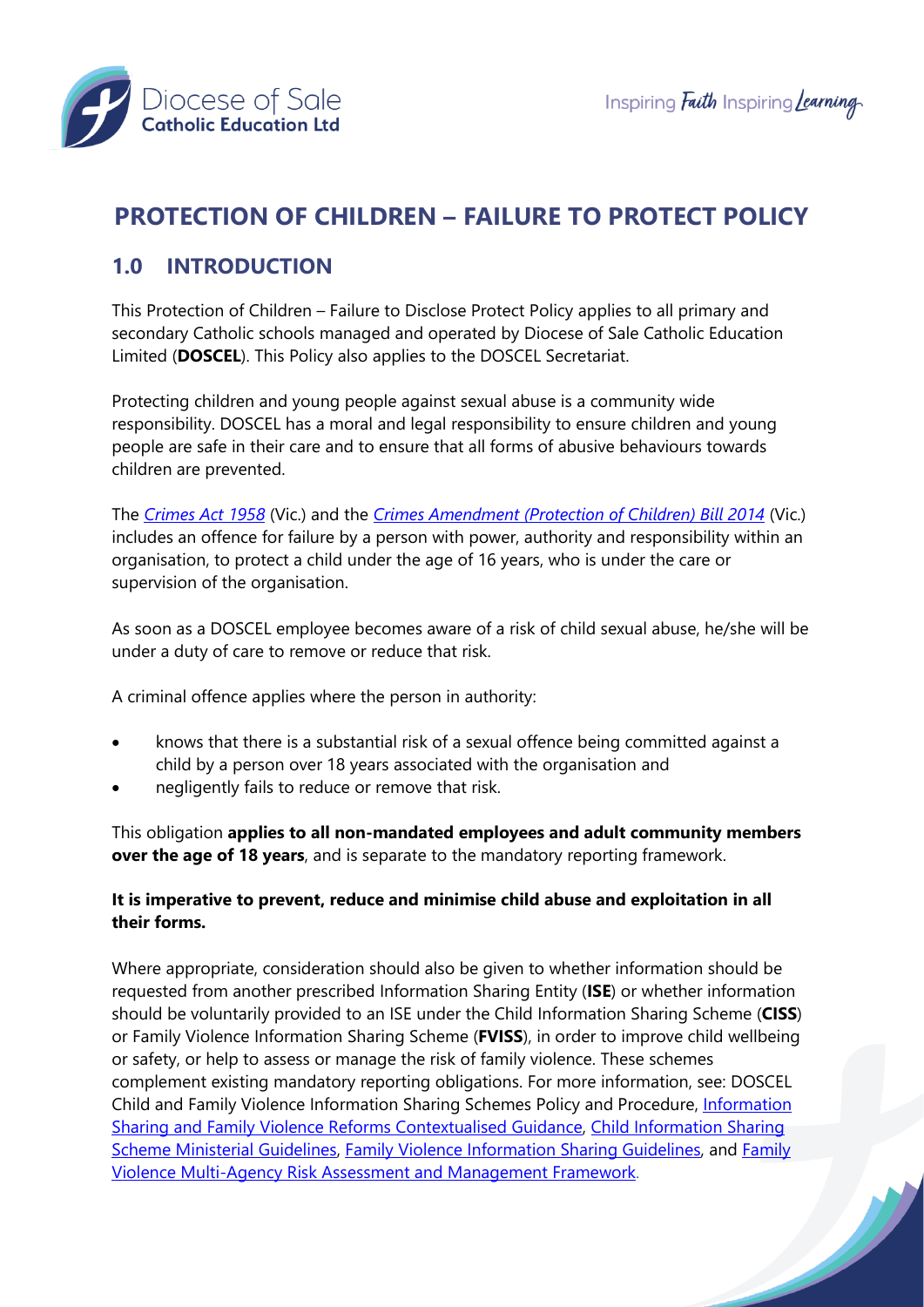# PROTECTION OF CHILDREN – FAILURE TO PROTECT POLICY

## 1.0 INTRODUCTION

This Protection of Children – Failure to Disclose Protect Policy applies to all primary and secondary Catholic schools managed and operated by Diocese of Sale Catholic Education Limited (**DOSCEL**). This Policy also applies to the DOSCEL Secretariat.

Protecting children and young people against sexual abuse is a community wide responsibility. DOSCEL has a moral and legal responsibility to ensure children and young people are safe in their care and to ensure that all forms of abusive behaviours towards children are prevented.

The *Crimes Act 1958* (Vic.) and the *Crimes Amendment (Protection of Children) Bill 2014* (Vic.) includes an offence for failure by a person with power, authority and responsibility within an organisation, to protect a child under the age of 16 years, who is under the care or supervision of the organisation.

As soon as a DOSCEL employee becomes aware of a risk of child sexual abuse, he/she will be under a duty of care to remove or reduce that risk.

A criminal offence applies where the person in authority:

- knows that there is a substantial risk of a sexual offence being committed against a child by a person over 18 years associated with the organisation and
- negligently fails to reduce or remove that risk.

This obligation **applies to all non-mandated employees and adult community members over the age of 18 years**, and is separate to the mandatory reporting framework.

**It is imperative to prevent, reduce and minimise child abuse and exploitation in all their forms.**

Where appropriate, consideration should also be given to whether information should be requested from another prescribed Information Sharing Entity (**ISE**) or whether information should be voluntarily provided to an ISE under the Child Information Sharing Scheme (**CISS**) or Family Violence Information Sharing Scheme (**FVISS**), in order to improve child wellbeing or safety, or help to assess or manage the risk of family violence. These schemes complement existing mandatory reporting obligations. For more information, see: DOSCEL Child and Family Violence Information Sharing Schemes Policy and Procedure, Information Sharing and Family Violence Reforms Contextualised Guidance, Child Information Sharing Scheme Ministerial Guidelines, Family Violence Information Sharing Guidelines, and Family Violence Multi-Agency Risk Assessment and Management Framework.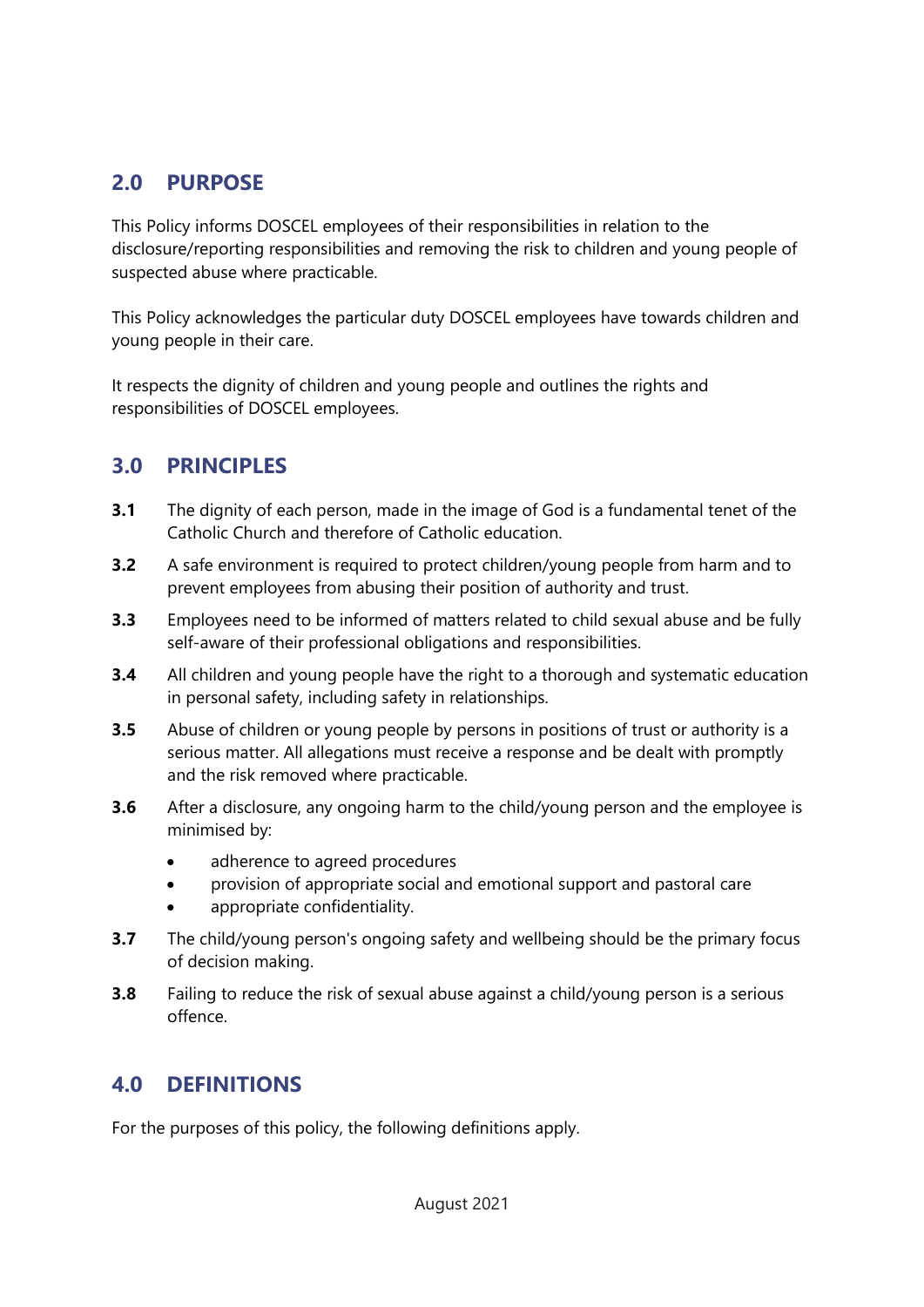## 2.0 PURPOSE

This Policy informs DOSCEL employees of their responsibilities in relation to the disclosure/reporting responsibilities and removing the risk to children and young people of suspected abuse where practicable.

This Policy acknowledges the particular duty DOSCEL employees have towards children and young people in their care.

It respects the dignity of children and young people and outlines the rights and responsibilities of DOSCEL employees.

## 3.0 PRINCIPLES

**3.1** The dignity of each person, made in the image of God is a fundamental tenet of the Catholic Church and therefore of Catholic education.

**3.2** A safe environment is required to protect children/young people from harm and to prevent employees from abusing their position of authority and trust.

**3.3** Employees need to be informed of matters related to child sexual abuse and be fully self-aware of their professional obligations and responsibilities.

**3.4** All children and young people have the right to a thorough and systematic education in personal safety, including safety in relationships.

**3.5** Abuse of children or young people by persons in positions of trust or authority is a serious matter. All allegations must receive a response and be dealt with promptly and the risk removed where practicable.

**3.6** After a disclosure, any ongoing harm to the child/young person and the employee is minimised by:

- adherence to agreed procedures
- provision of appropriate social and emotional support and pastoral care
- appropriate confidentiality.

**3.7** The child/young person's ongoing safety and wellbeing should be the primary focus of decision making.

**3.8** Failing to reduce the risk of sexual abuse against a child/young person is a serious offence.

## 4.0 DEFINITIONS

For the purposes of this policy, the following definitions apply.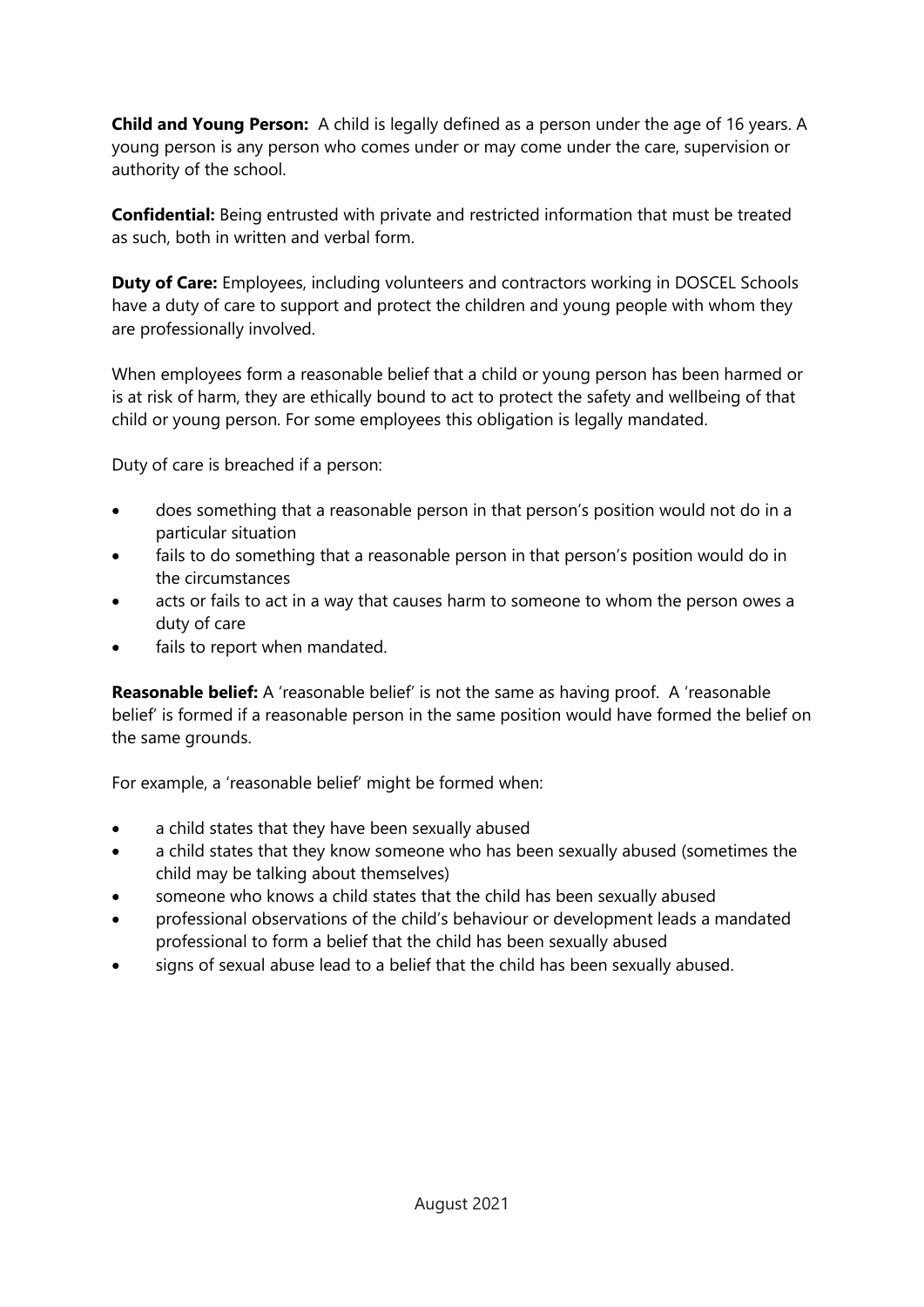**Child and Young Person:** A child is legally defined as a person under the age of 16 years. A young person is any person who comes under or may come under the care, supervision or authority of the school.

**Confidential:** Being entrusted with private and restricted information that must be treated as such, both in written and verbal form.

**Duty of Care:** Employees, including volunteers and contractors working in DOSCEL Schools have a duty of care to support and protect the children and young people with whom they are professionally involved.

When employees form a reasonable belief that a child or young person has been harmed or is at risk of harm, they are ethically bound to act to protect the safety and wellbeing of that child or young person. For some employees this obligation is legally mandated.

Duty of care is breached if a person:

- does something that a reasonable person in that person's position would not do in a particular situation
- fails to do something that a reasonable person in that person's position would do in the circumstances
- acts or fails to act in a way that causes harm to someone to whom the person owes a duty of care
- fails to report when mandated.

**Reasonable belief:** A 'reasonable belief' is not the same as having proof. A 'reasonable belief' is formed if a reasonable person in the same position would have formed the belief on the same grounds.

For example, a 'reasonable belief' might be formed when:

- a child states that they have been sexually abused
- a child states that they know someone who has been sexually abused (sometimes the child may be talking about themselves)
- someone who knows a child states that the child has been sexually abused
- professional observations of the child's behaviour or development leads a mandated professional to form a belief that the child has been sexually abused
- signs of sexual abuse lead to a belief that the child has been sexually abused.

August 2021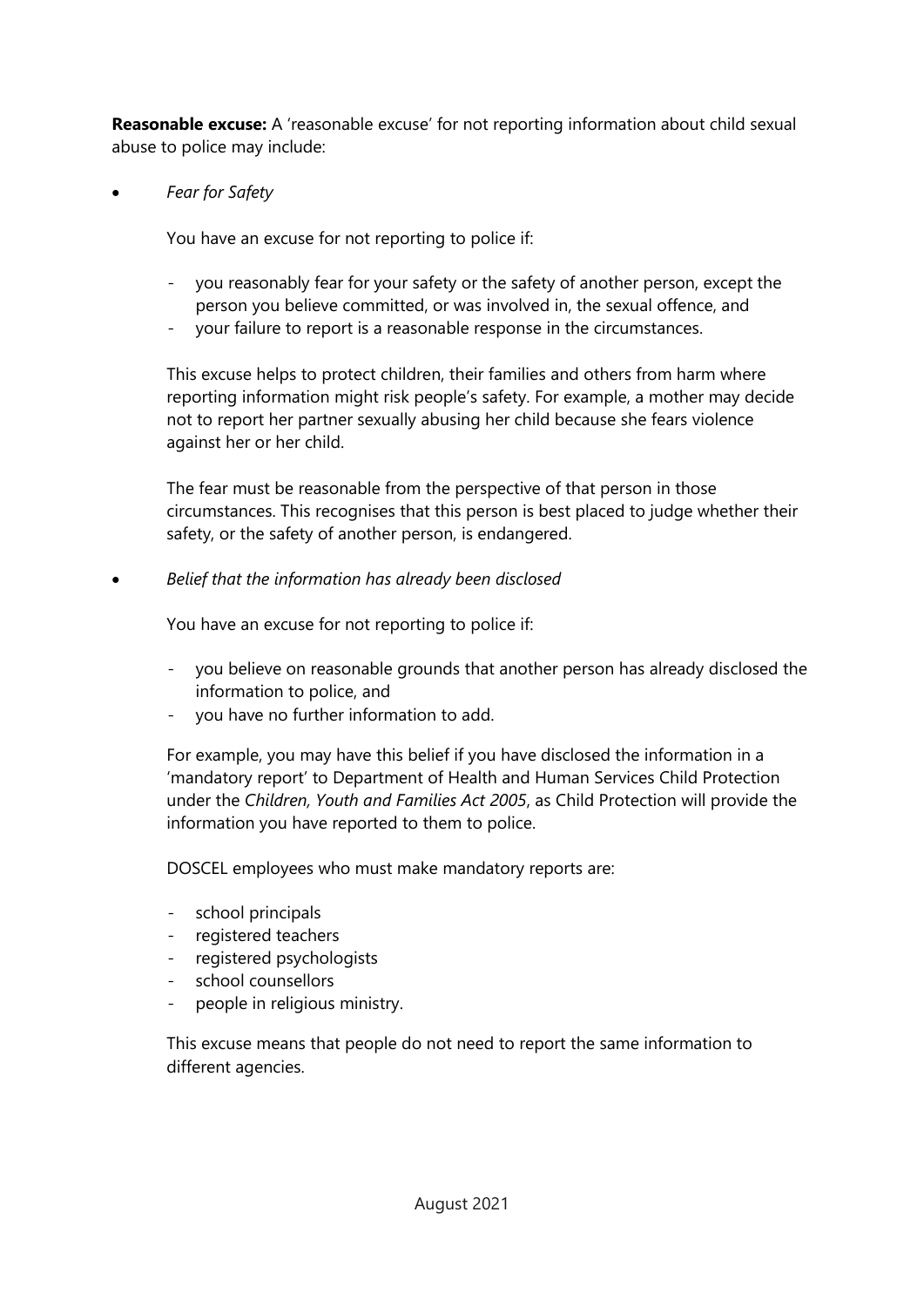**Reasonable excuse:** A 'reasonable excuse' for not reporting information about child sexual abuse to police may include:

- *Fear for Safety*

  You have an excuse for not reporting to police if:

  - you reasonably fear for your safety or the safety of another person, except the person you believe committed, or was involved in, the sexual offence, and
  - your failure to report is a reasonable response in the circumstances.

  This excuse helps to protect children, their families and others from harm where reporting information might risk people's safety. For example, a mother may decide not to report her partner sexually abusing her child because she fears violence against her or her child.

  The fear must be reasonable from the perspective of that person in those circumstances. This recognises that this person is best placed to judge whether their safety, or the safety of another person, is endangered.

- *Belief that the information has already been disclosed*

  You have an excuse for not reporting to police if:

  - you believe on reasonable grounds that another person has already disclosed the information to police, and
  - you have no further information to add.

  For example, you may have this belief if you have disclosed the information in a 'mandatory report' to Department of Health and Human Services Child Protection under the *Children, Youth and Families Act 2005*, as Child Protection will provide the information you have reported to them to police.

  DOSCEL employees who must make mandatory reports are:

  - school principals
  - registered teachers
  - registered psychologists
  - school counsellors
  - people in religious ministry.

  This excuse means that people do not need to report the same information to different agencies.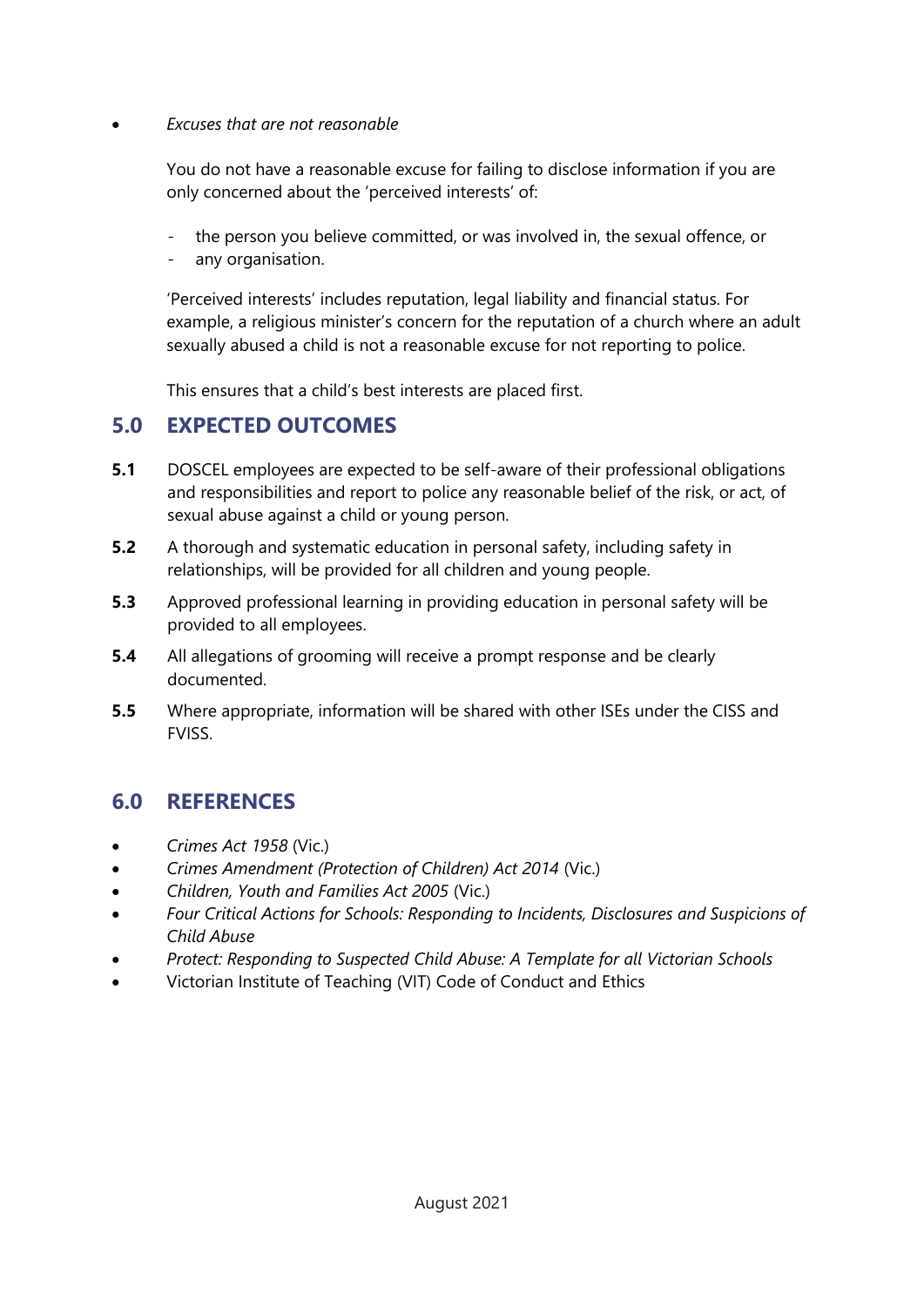- *Excuses that are not reasonable*

  You do not have a reasonable excuse for failing to disclose information if you are only concerned about the 'perceived interests' of:

  - the person you believe committed, or was involved in, the sexual offence, or
  - any organisation.

  'Perceived interests' includes reputation, legal liability and financial status. For example, a religious minister's concern for the reputation of a church where an adult sexually abused a child is not a reasonable excuse for not reporting to police.

  This ensures that a child's best interests are placed first.

## 5.0 EXPECTED OUTCOMES

**5.1** DOSCEL employees are expected to be self-aware of their professional obligations and responsibilities and report to police any reasonable belief of the risk, or act, of sexual abuse against a child or young person.

**5.2** A thorough and systematic education in personal safety, including safety in relationships, will be provided for all children and young people.

**5.3** Approved professional learning in providing education in personal safety will be provided to all employees.

**5.4** All allegations of grooming will receive a prompt response and be clearly documented.

**5.5** Where appropriate, information will be shared with other ISEs under the CISS and FVISS.

## 6.0 REFERENCES

- *Crimes Act 1958* (Vic.)
- *Crimes Amendment (Protection of Children) Act 2014* (Vic.)
- *Children, Youth and Families Act 2005* (Vic.)
- *Four Critical Actions for Schools: Responding to Incidents, Disclosures and Suspicions of Child Abuse*
- *Protect: Responding to Suspected Child Abuse: A Template for all Victorian Schools*
- Victorian Institute of Teaching (VIT) Code of Conduct and Ethics

August 2021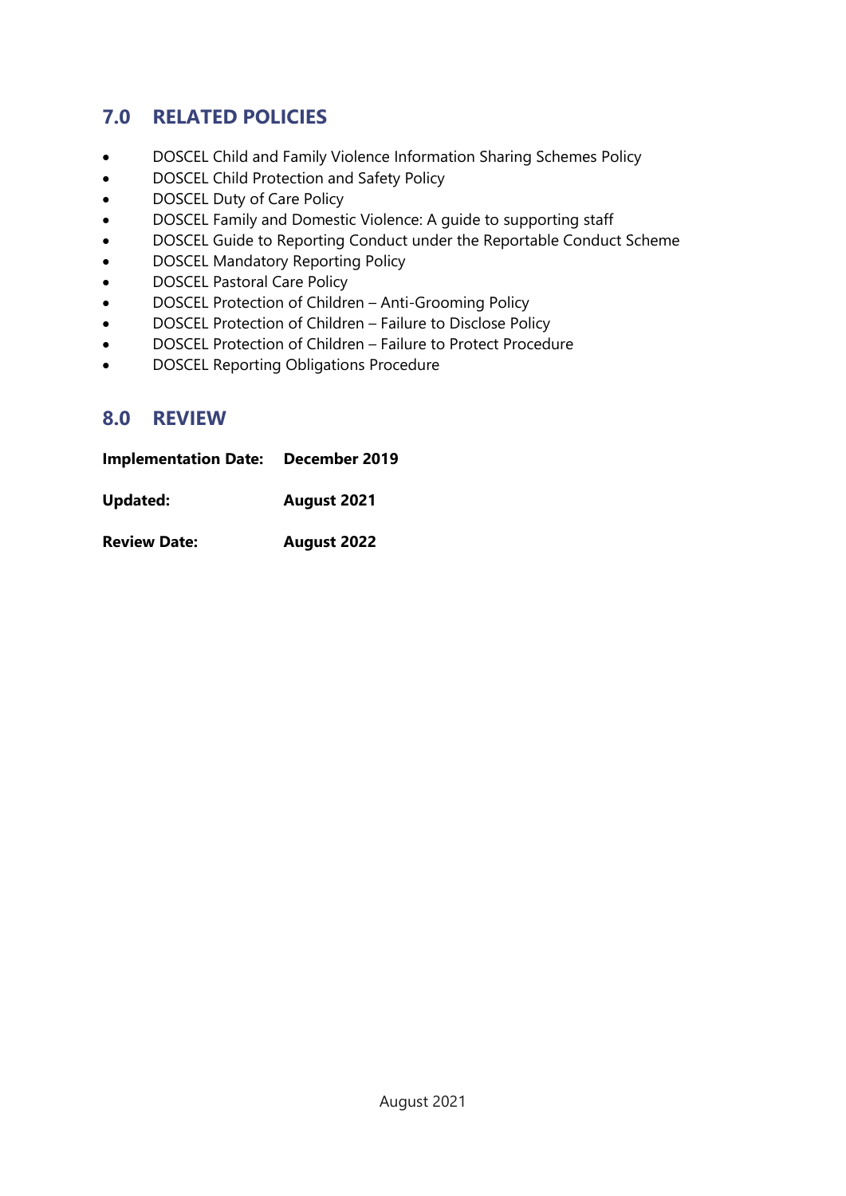## 7.0 RELATED POLICIES

- DOSCEL Child and Family Violence Information Sharing Schemes Policy
- DOSCEL Child Protection and Safety Policy
- DOSCEL Duty of Care Policy
- DOSCEL Family and Domestic Violence: A guide to supporting staff
- DOSCEL Guide to Reporting Conduct under the Reportable Conduct Scheme
- DOSCEL Mandatory Reporting Policy
- DOSCEL Pastoral Care Policy
- DOSCEL Protection of Children – Anti-Grooming Policy
- DOSCEL Protection of Children – Failure to Disclose Policy
- DOSCEL Protection of Children – Failure to Protect Procedure
- DOSCEL Reporting Obligations Procedure

## 8.0 REVIEW

**Implementation Date:** **December 2019**

**Updated:** **August 2021**

**Review Date:** **August 2022**